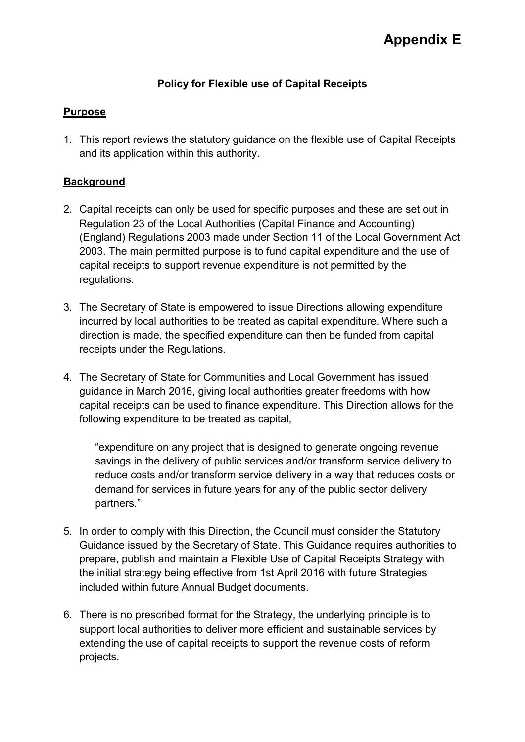# Appendix E

**Policy for Flexible use of Capital Receipts**

## Purpose

1. This report reviews the statutory guidance on the flexible use of Capital Receipts and its application within this authority.

## Background

2. Capital receipts can only be used for specific purposes and these are set out in Regulation 23 of the Local Authorities (Capital Finance and Accounting) (England) Regulations 2003 made under Section 11 of the Local Government Act 2003. The main permitted purpose is to fund capital expenditure and the use of capital receipts to support revenue expenditure is not permitted by the regulations.

3. The Secretary of State is empowered to issue Directions allowing expenditure incurred by local authorities to be treated as capital expenditure. Where such a direction is made, the specified expenditure can then be funded from capital receipts under the Regulations.

4. The Secretary of State for Communities and Local Government has issued guidance in March 2016, giving local authorities greater freedoms with how capital receipts can be used to finance expenditure. This Direction allows for the following expenditure to be treated as capital,

   > "expenditure on any project that is designed to generate ongoing revenue savings in the delivery of public services and/or transform service delivery to reduce costs and/or transform service delivery in a way that reduces costs or demand for services in future years for any of the public sector delivery partners."

5. In order to comply with this Direction, the Council must consider the Statutory Guidance issued by the Secretary of State. This Guidance requires authorities to prepare, publish and maintain a Flexible Use of Capital Receipts Strategy with the initial strategy being effective from 1st April 2016 with future Strategies included within future Annual Budget documents.

6. There is no prescribed format for the Strategy, the underlying principle is to support local authorities to deliver more efficient and sustainable services by extending the use of capital receipts to support the revenue costs of reform projects.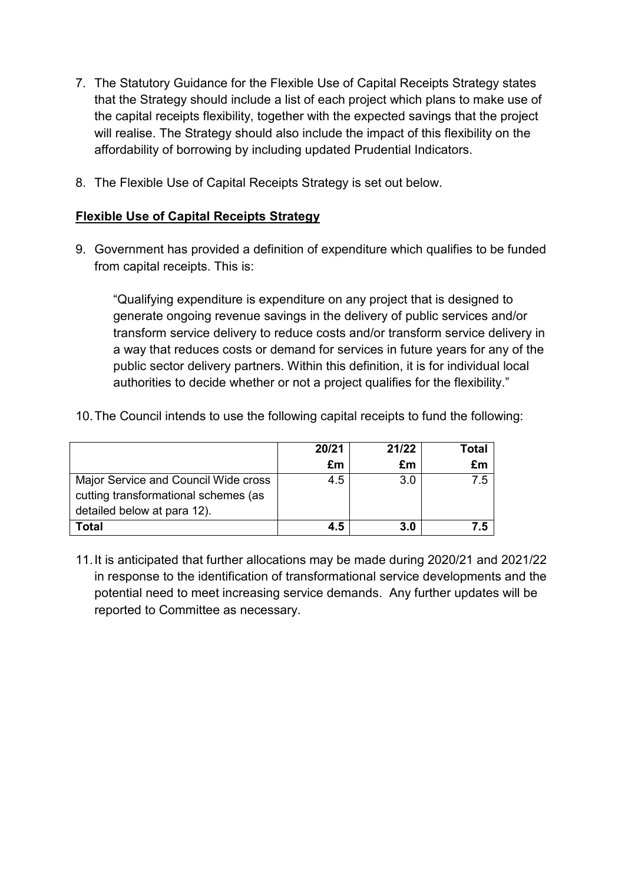7. The Statutory Guidance for the Flexible Use of Capital Receipts Strategy states that the Strategy should include a list of each project which plans to make use of the capital receipts flexibility, together with the expected savings that the project will realise. The Strategy should also include the impact of this flexibility on the affordability of borrowing by including updated Prudential Indicators.

8. The Flexible Use of Capital Receipts Strategy is set out below.

**Flexible Use of Capital Receipts Strategy**

9. Government has provided a definition of expenditure which qualifies to be funded from capital receipts. This is:

   "Qualifying expenditure is expenditure on any project that is designed to generate ongoing revenue savings in the delivery of public services and/or transform service delivery to reduce costs and/or transform service delivery in a way that reduces costs or demand for services in future years for any of the public sector delivery partners. Within this definition, it is for individual local authorities to decide whether or not a project qualifies for the flexibility."

10. The Council intends to use the following capital receipts to fund the following:

| | 20/21 £m | 21/22 £m | Total £m |
|---|---|---|---|
| Major Service and Council Wide cross cutting transformational schemes (as detailed below at para 12). | 4.5 | 3.0 | 7.5 |
| **Total** | **4.5** | **3.0** | **7.5** |

11. It is anticipated that further allocations may be made during 2020/21 and 2021/22 in response to the identification of transformational service developments and the potential need to meet increasing service demands. Any further updates will be reported to Committee as necessary.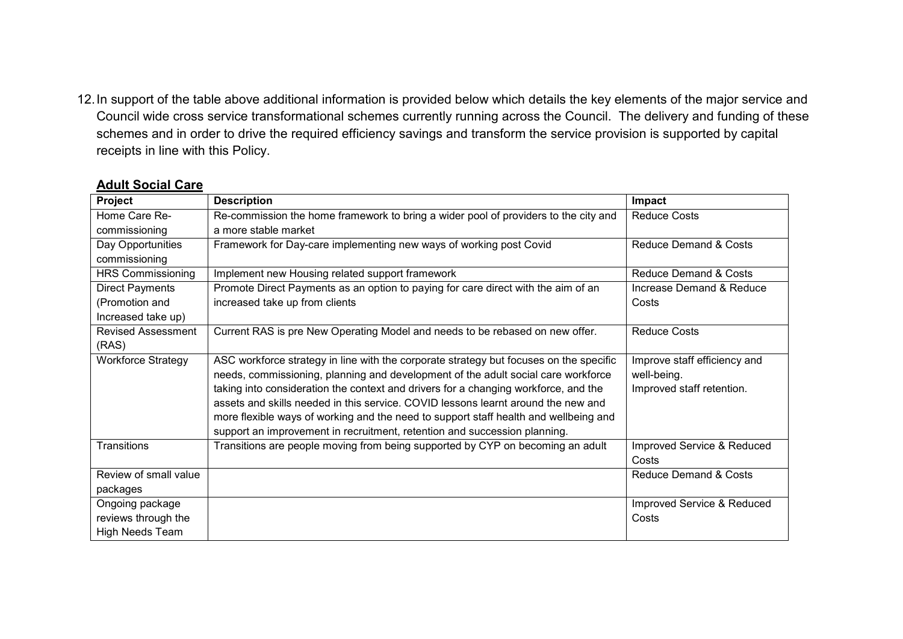12. In support of the table above additional information is provided below which details the key elements of the major service and Council wide cross service transformational schemes currently running across the Council. The delivery and funding of these schemes and in order to drive the required efficiency savings and transform the service provision is supported by capital receipts in line with this Policy.

**Adult Social Care**

| Project | Description | Impact |
|---|---|---|
| Home Care Re-commissioning | Re-commission the home framework to bring a wider pool of providers to the city and a more stable market | Reduce Costs |
| Day Opportunities commissioning | Framework for Day-care implementing new ways of working post Covid | Reduce Demand & Costs |
| HRS Commissioning | Implement new Housing related support framework | Reduce Demand & Costs |
| Direct Payments (Promotion and Increased take up) | Promote Direct Payments as an option to paying for care direct with the aim of an increased take up from clients | Increase Demand & Reduce Costs |
| Revised Assessment (RAS) | Current RAS is pre New Operating Model and needs to be rebased on new offer. | Reduce Costs |
| Workforce Strategy | ASC workforce strategy in line with the corporate strategy but focuses on the specific needs, commissioning, planning and development of the adult social care workforce taking into consideration the context and drivers for a changing workforce, and the assets and skills needed in this service. COVID lessons learnt around the new and more flexible ways of working and the need to support staff health and wellbeing and support an improvement in recruitment, retention and succession planning. | Improve staff efficiency and well-being. Improved staff retention. |
| Transitions | Transitions are people moving from being supported by CYP on becoming an adult | Improved Service & Reduced Costs |
| Review of small value packages | | Reduce Demand & Costs |
| Ongoing package reviews through the High Needs Team | | Improved Service & Reduced Costs |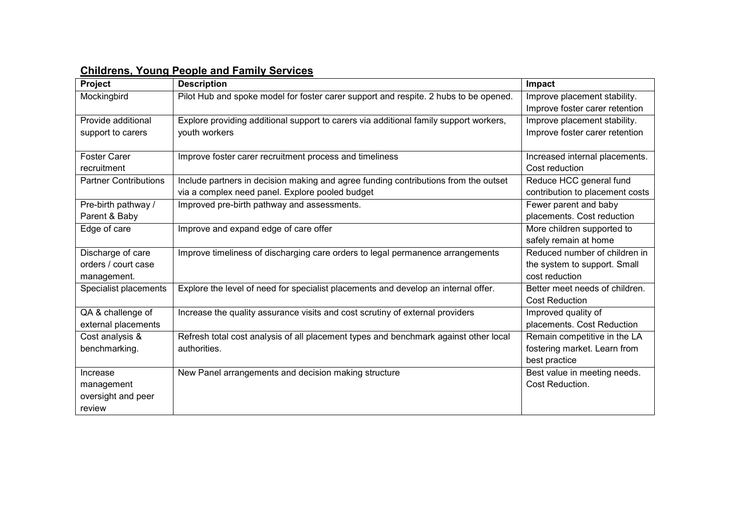## Childrens, Young People and Family Services

| Project | Description | Impact |
|---|---|---|
| Mockingbird | Pilot Hub and spoke model for foster carer support and respite. 2 hubs to be opened. | Improve placement stability. Improve foster carer retention |
| Provide additional support to carers | Explore providing additional support to carers via additional family support workers, youth workers | Improve placement stability. Improve foster carer retention |
| Foster Carer recruitment | Improve foster carer recruitment process and timeliness | Increased internal placements. Cost reduction |
| Partner Contributions | Include partners in decision making and agree funding contributions from the outset via a complex need panel. Explore pooled budget | Reduce HCC general fund contribution to placement costs |
| Pre-birth pathway / Parent & Baby | Improved pre-birth pathway and assessments. | Fewer parent and baby placements. Cost reduction |
| Edge of care | Improve and expand edge of care offer | More children supported to safely remain at home |
| Discharge of care orders / court case management. | Improve timeliness of discharging care orders to legal permanence arrangements | Reduced number of children in the system to support. Small cost reduction |
| Specialist placements | Explore the level of need for specialist placements and develop an internal offer. | Better meet needs of children. Cost Reduction |
| QA & challenge of external placements | Increase the quality assurance visits and cost scrutiny of external providers | Improved quality of placements. Cost Reduction |
| Cost analysis & benchmarking. | Refresh total cost analysis of all placement types and benchmark against other local authorities. | Remain competitive in the LA fostering market. Learn from best practice |
| Increase management oversight and peer review | New Panel arrangements and decision making structure | Best value in meeting needs. Cost Reduction. |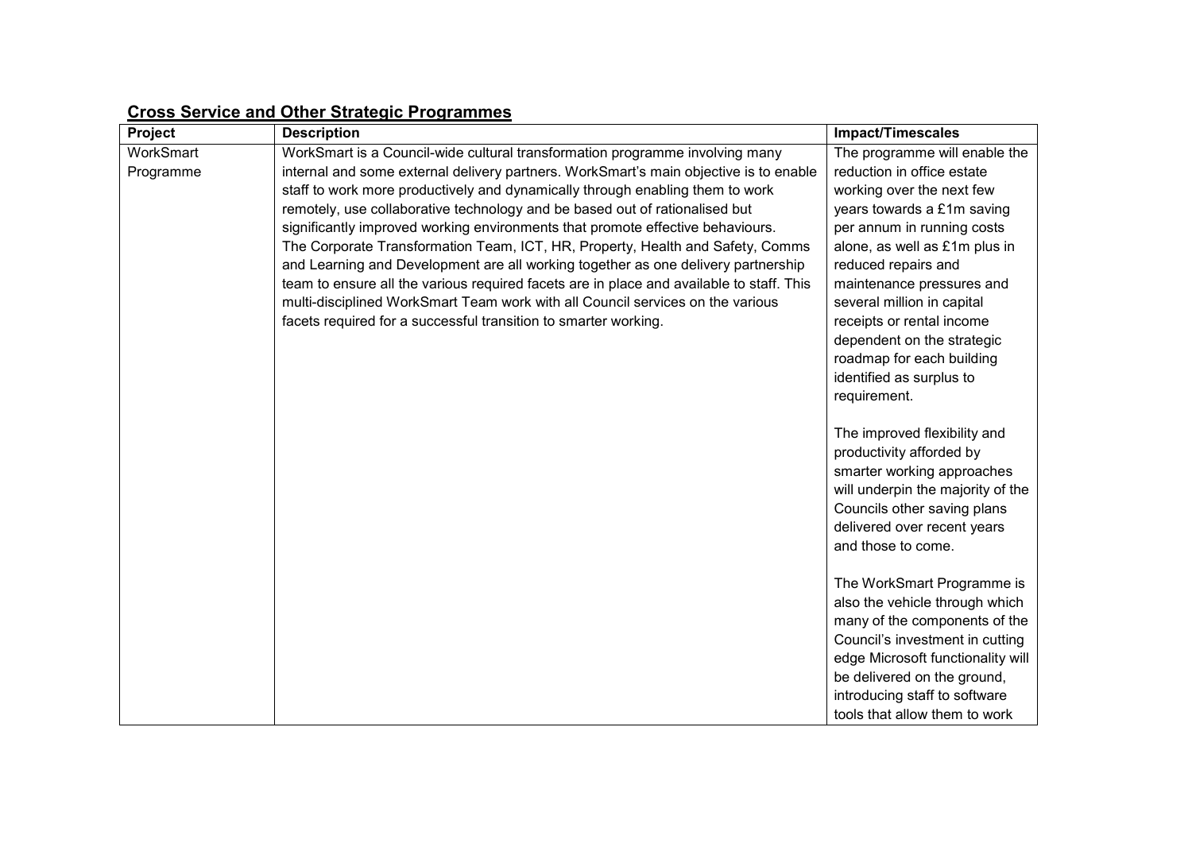## Cross Service and Other Strategic Programmes

| Project | Description | Impact/Timescales |
|---|---|---|
| WorkSmart Programme | WorkSmart is a Council-wide cultural transformation programme involving many internal and some external delivery partners. WorkSmart's main objective is to enable staff to work more productively and dynamically through enabling them to work remotely, use collaborative technology and be based out of rationalised but significantly improved working environments that promote effective behaviours. The Corporate Transformation Team, ICT, HR, Property, Health and Safety, Comms and Learning and Development are all working together as one delivery partnership team to ensure all the various required facets are in place and available to staff. This multi-disciplined WorkSmart Team work with all Council services on the various facets required for a successful transition to smarter working. | The programme will enable the reduction in office estate working over the next few years towards a £1m saving per annum in running costs alone, as well as £1m plus in reduced repairs and maintenance pressures and several million in capital receipts or rental income dependent on the strategic roadmap for each building identified as surplus to requirement.<br><br>The improved flexibility and productivity afforded by smarter working approaches will underpin the majority of the Councils other saving plans delivered over recent years and those to come.<br><br>The WorkSmart Programme is also the vehicle through which many of the components of the Council's investment in cutting edge Microsoft functionality will be delivered on the ground, introducing staff to software tools that allow them to work |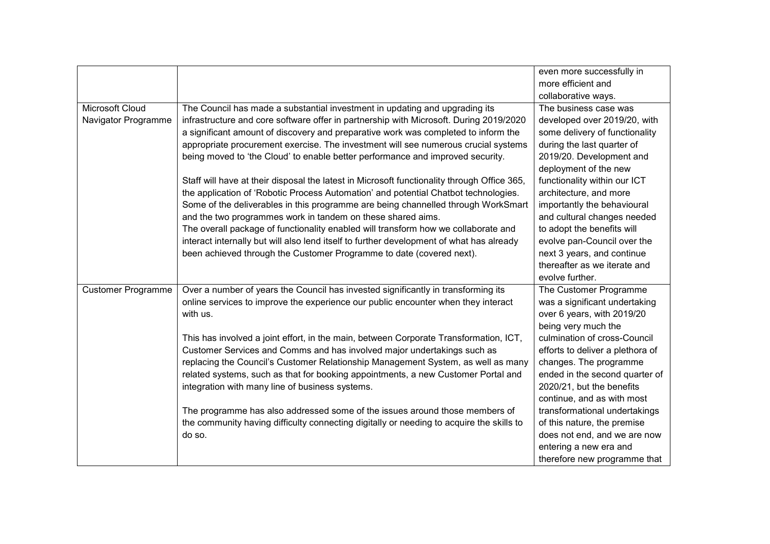| | | |
|---|---|---|
| | | even more successfully in more efficient and collaborative ways. |
| Microsoft Cloud Navigator Programme | The Council has made a substantial investment in updating and upgrading its infrastructure and core software offer in partnership with Microsoft. During 2019/2020 a significant amount of discovery and preparative work was completed to inform the appropriate procurement exercise. The investment will see numerous crucial systems being moved to 'the Cloud' to enable better performance and improved security.<br><br>Staff will have at their disposal the latest in Microsoft functionality through Office 365, the application of 'Robotic Process Automation' and potential Chatbot technologies. Some of the deliverables in this programme are being channelled through WorkSmart and the two programmes work in tandem on these shared aims.<br>The overall package of functionality enabled will transform how we collaborate and interact internally but will also lend itself to further development of what has already been achieved through the Customer Programme to date (covered next). | The business case was developed over 2019/20, with some delivery of functionality during the last quarter of 2019/20. Development and deployment of the new functionality within our ICT architecture, and more importantly the behavioural and cultural changes needed to adopt the benefits will evolve pan-Council over the next 3 years, and continue thereafter as we iterate and evolve further. |
| Customer Programme | Over a number of years the Council has invested significantly in transforming its online services to improve the experience our public encounter when they interact with us.<br><br>This has involved a joint effort, in the main, between Corporate Transformation, ICT, Customer Services and Comms and has involved major undertakings such as replacing the Council's Customer Relationship Management System, as well as many related systems, such as that for booking appointments, a new Customer Portal and integration with many line of business systems.<br><br>The programme has also addressed some of the issues around those members of the community having difficulty connecting digitally or needing to acquire the skills to do so. | The Customer Programme was a significant undertaking over 6 years, with 2019/20 being very much the culmination of cross-Council efforts to deliver a plethora of changes. The programme ended in the second quarter of 2020/21, but the benefits continue, and as with most transformational undertakings of this nature, the premise does not end, and we are now entering a new era and therefore new programme that |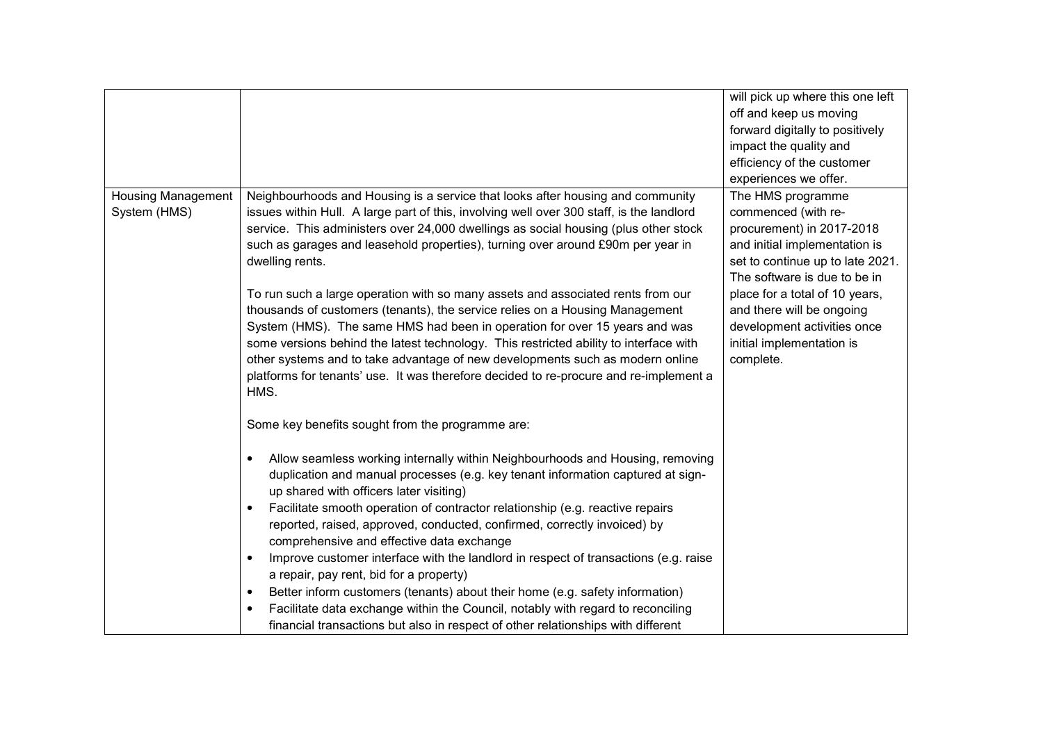| | | |
|---|---|---|
| | | will pick up where this one left off and keep us moving forward digitally to positively impact the quality and efficiency of the customer experiences we offer. |
| Housing Management System (HMS) | Neighbourhoods and Housing is a service that looks after housing and community issues within Hull. A large part of this, involving well over 300 staff, is the landlord service. This administers over 24,000 dwellings as social housing (plus other stock such as garages and leasehold properties), turning over around £90m per year in dwelling rents.<br><br>To run such a large operation with so many assets and associated rents from our thousands of customers (tenants), the service relies on a Housing Management System (HMS). The same HMS had been in operation for over 15 years and was some versions behind the latest technology. This restricted ability to interface with other systems and to take advantage of new developments such as modern online platforms for tenants' use. It was therefore decided to re-procure and re-implement a HMS.<br><br>Some key benefits sought from the programme are:<br><br>• Allow seamless working internally within Neighbourhoods and Housing, removing duplication and manual processes (e.g. key tenant information captured at sign-up shared with officers later visiting)<br>• Facilitate smooth operation of contractor relationship (e.g. reactive repairs reported, raised, approved, conducted, confirmed, correctly invoiced) by comprehensive and effective data exchange<br>• Improve customer interface with the landlord in respect of transactions (e.g. raise a repair, pay rent, bid for a property)<br>• Better inform customers (tenants) about their home (e.g. safety information)<br>• Facilitate data exchange within the Council, notably with regard to reconciling financial transactions but also in respect of other relationships with different | The HMS programme commenced (with re-procurement) in 2017-2018 and initial implementation is set to continue up to late 2021. The software is due to be in place for a total of 10 years, and there will be ongoing development activities once initial implementation is complete. |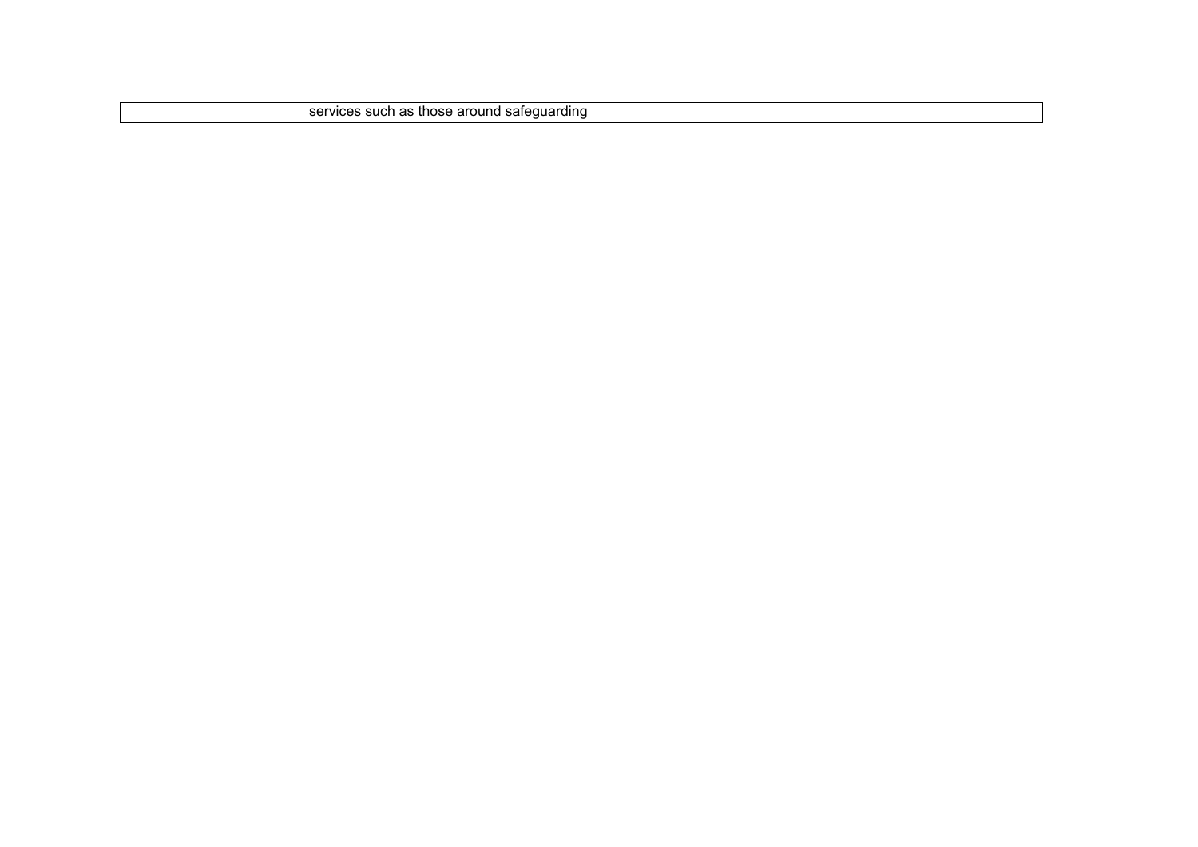| | | |
|---|---|---|
| | services such as those around safeguarding | |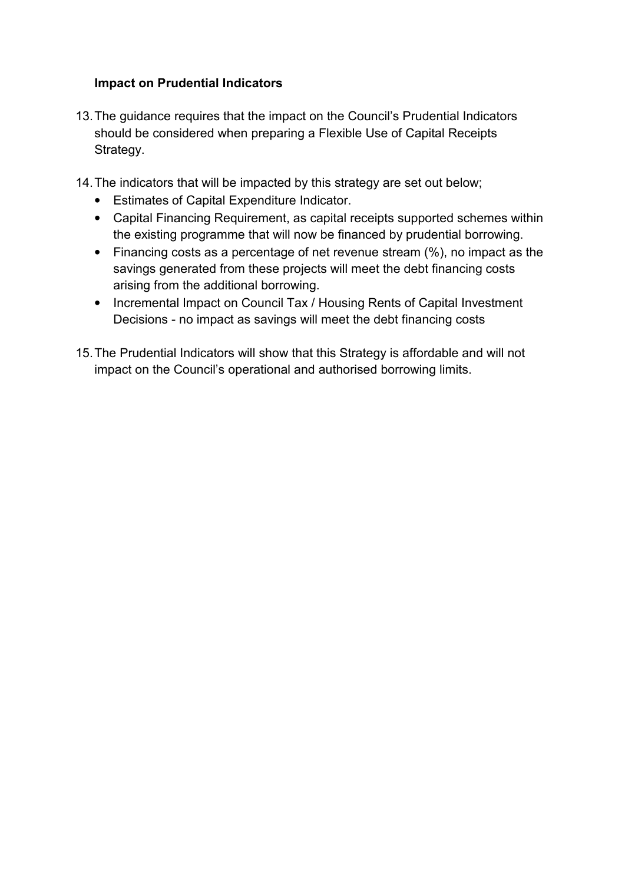**Impact on Prudential Indicators**

13. The guidance requires that the impact on the Council's Prudential Indicators should be considered when preparing a Flexible Use of Capital Receipts Strategy.

14. The indicators that will be impacted by this strategy are set out below;
    - Estimates of Capital Expenditure Indicator.
    - Capital Financing Requirement, as capital receipts supported schemes within the existing programme that will now be financed by prudential borrowing.
    - Financing costs as a percentage of net revenue stream (%), no impact as the savings generated from these projects will meet the debt financing costs arising from the additional borrowing.
    - Incremental Impact on Council Tax / Housing Rents of Capital Investment Decisions - no impact as savings will meet the debt financing costs

15. The Prudential Indicators will show that this Strategy is affordable and will not impact on the Council's operational and authorised borrowing limits.